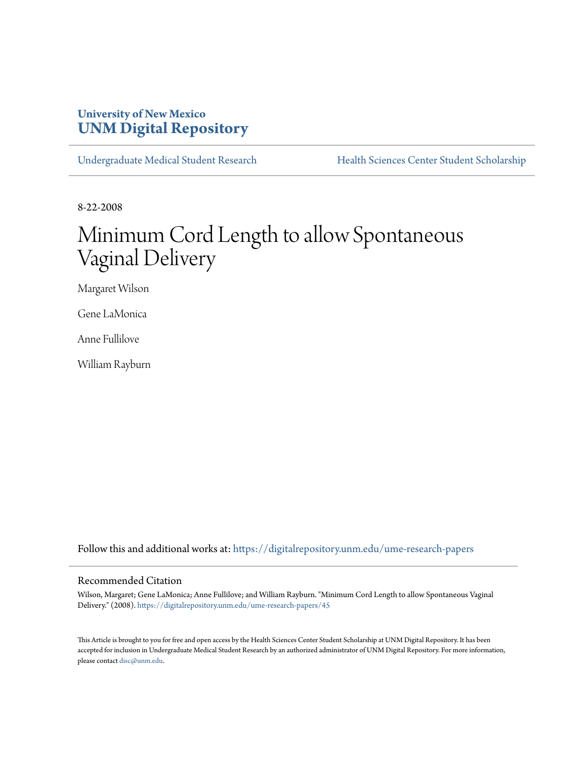University of New Mexico
**UNM Digital Repository**

Undergraduate Medical Student Research | Health Sciences Center Student Scholarship

8-22-2008

# Minimum Cord Length to allow Spontaneous Vaginal Delivery

Margaret Wilson

Gene LaMonica

Anne Fullilove

William Rayburn

Follow this and additional works at: https://digitalrepository.unm.edu/ume-research-papers

## Recommended Citation

Wilson, Margaret; Gene LaMonica; Anne Fullilove; and William Rayburn. "Minimum Cord Length to allow Spontaneous Vaginal Delivery." (2008). https://digitalrepository.unm.edu/ume-research-papers/45

This Article is brought to you for free and open access by the Health Sciences Center Student Scholarship at UNM Digital Repository. It has been accepted for inclusion in Undergraduate Medical Student Research by an authorized administrator of UNM Digital Repository. For more information, please contact disc@unm.edu.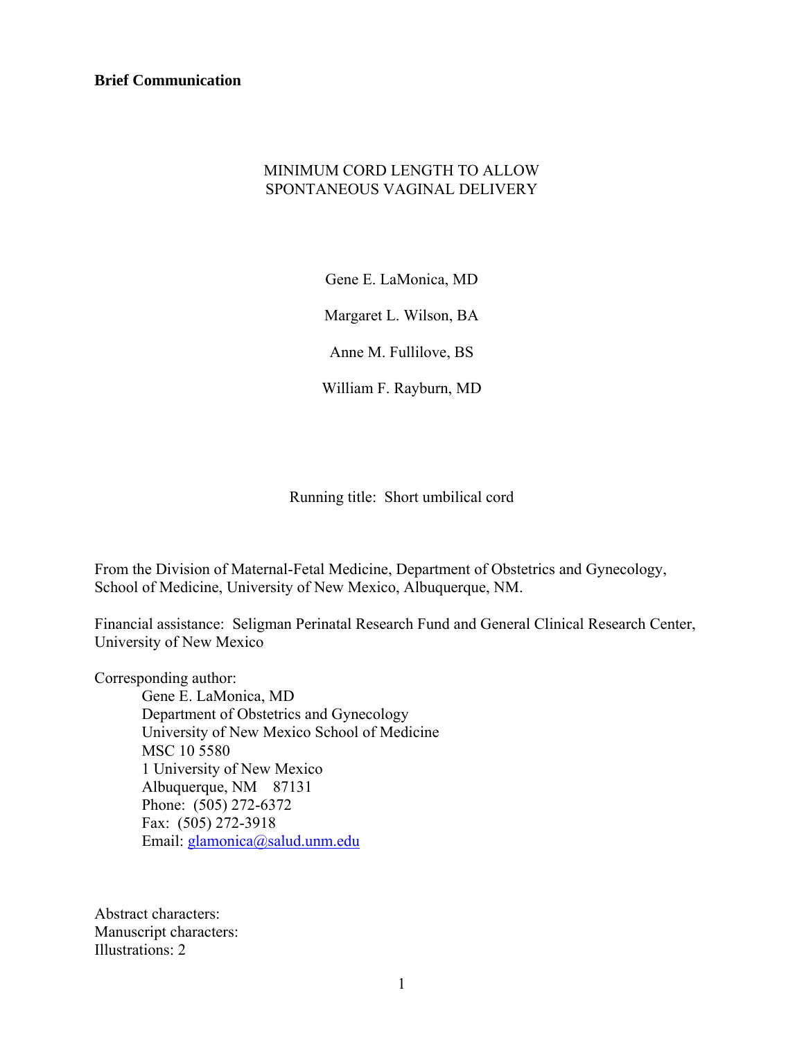**Brief Communication**

MINIMUM CORD LENGTH TO ALLOW
SPONTANEOUS VAGINAL DELIVERY

Gene E. LaMonica, MD

Margaret L. Wilson, BA

Anne M. Fullilove, BS

William F. Rayburn, MD

Running title: Short umbilical cord

From the Division of Maternal-Fetal Medicine, Department of Obstetrics and Gynecology, School of Medicine, University of New Mexico, Albuquerque, NM.

Financial assistance: Seligman Perinatal Research Fund and General Clinical Research Center, University of New Mexico

Corresponding author:

Gene E. LaMonica, MD
Department of Obstetrics and Gynecology
University of New Mexico School of Medicine
MSC 10 5580
1 University of New Mexico
Albuquerque, NM 87131
Phone: (505) 272-6372
Fax: (505) 272-3918
Email: glamonica@salud.unm.edu

Abstract characters:
Manuscript characters:
Illustrations: 2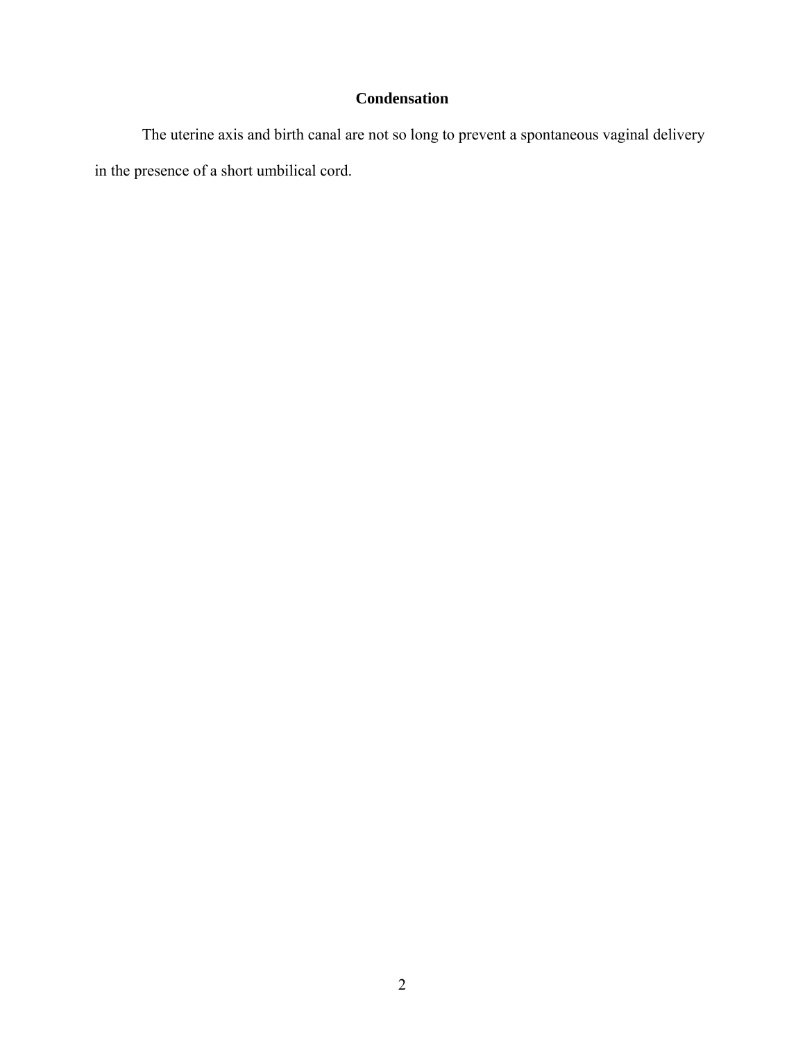## Condensation

The uterine axis and birth canal are not so long to prevent a spontaneous vaginal delivery in the presence of a short umbilical cord.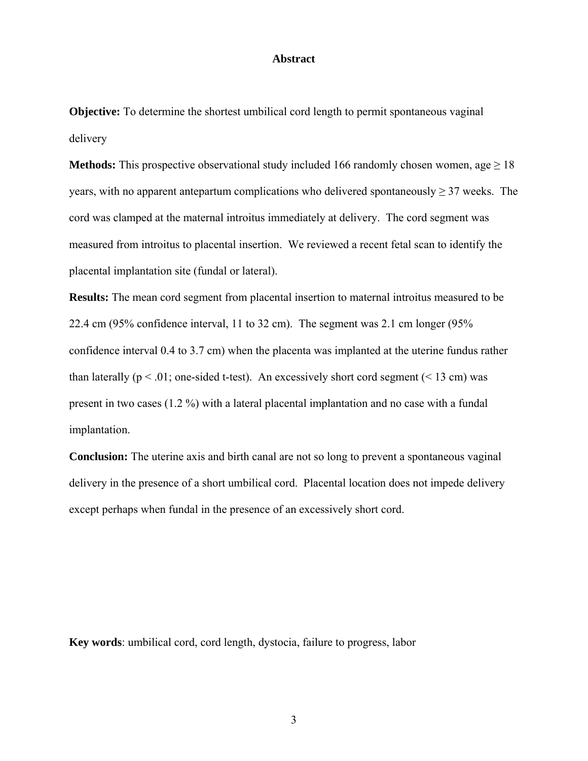## Abstract

**Objective:** To determine the shortest umbilical cord length to permit spontaneous vaginal delivery

**Methods:** This prospective observational study included 166 randomly chosen women, age ≥ 18 years, with no apparent antepartum complications who delivered spontaneously ≥ 37 weeks. The cord was clamped at the maternal introitus immediately at delivery. The cord segment was measured from introitus to placental insertion. We reviewed a recent fetal scan to identify the placental implantation site (fundal or lateral).

**Results:** The mean cord segment from placental insertion to maternal introitus measured to be 22.4 cm (95% confidence interval, 11 to 32 cm). The segment was 2.1 cm longer (95% confidence interval 0.4 to 3.7 cm) when the placenta was implanted at the uterine fundus rather than laterally ($p < .01$; one-sided t-test). An excessively short cord segment (< 13 cm) was present in two cases (1.2 %) with a lateral placental implantation and no case with a fundal implantation.

**Conclusion:** The uterine axis and birth canal are not so long to prevent a spontaneous vaginal delivery in the presence of a short umbilical cord. Placental location does not impede delivery except perhaps when fundal in the presence of an excessively short cord.

**Key words**: umbilical cord, cord length, dystocia, failure to progress, labor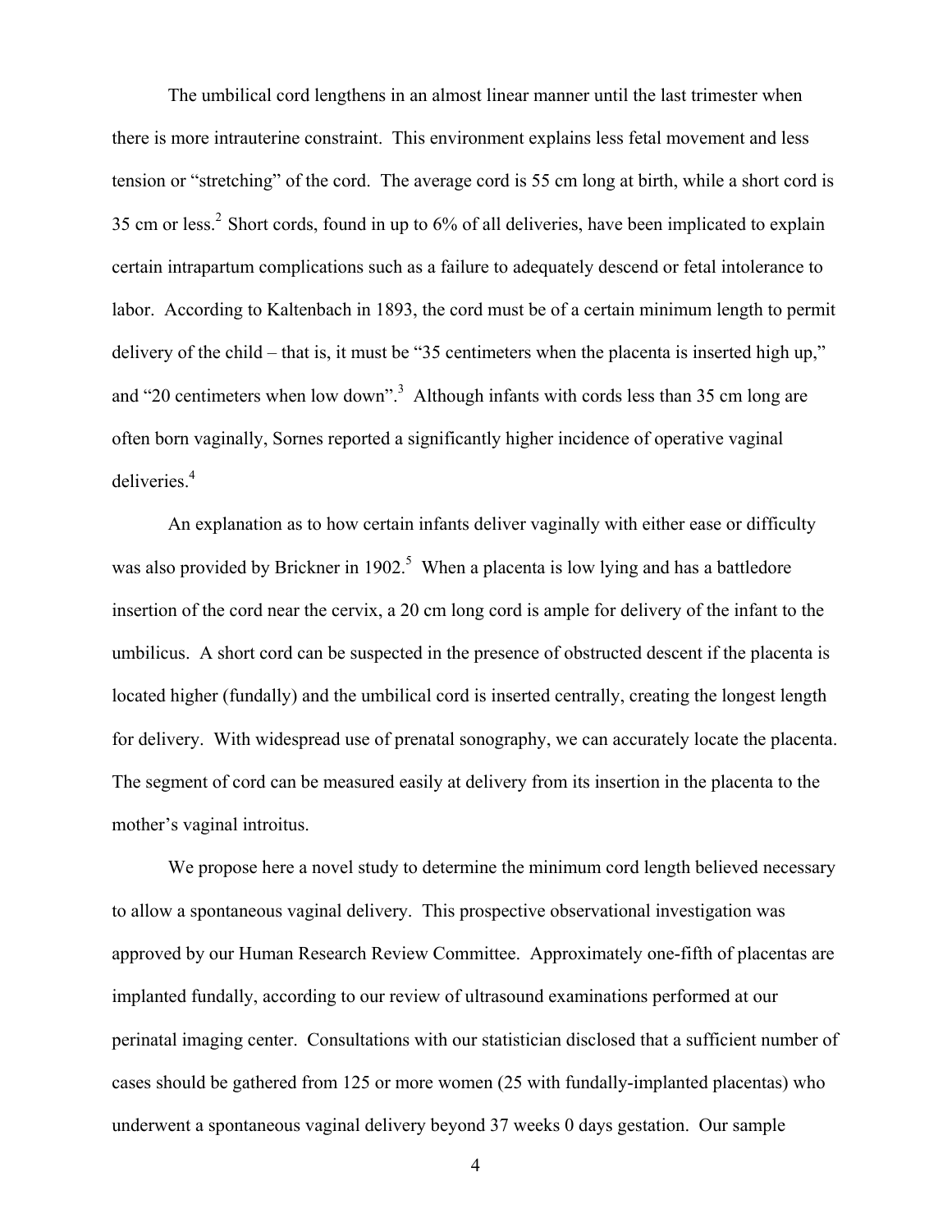The umbilical cord lengthens in an almost linear manner until the last trimester when there is more intrauterine constraint. This environment explains less fetal movement and less tension or "stretching" of the cord. The average cord is 55 cm long at birth, while a short cord is 35 cm or less.[2] Short cords, found in up to 6% of all deliveries, have been implicated to explain certain intrapartum complications such as a failure to adequately descend or fetal intolerance to labor. According to Kaltenbach in 1893, the cord must be of a certain minimum length to permit delivery of the child – that is, it must be "35 centimeters when the placenta is inserted high up," and "20 centimeters when low down".[3] Although infants with cords less than 35 cm long are often born vaginally, Sornes reported a significantly higher incidence of operative vaginal deliveries.[4]

An explanation as to how certain infants deliver vaginally with either ease or difficulty was also provided by Brickner in 1902.[5] When a placenta is low lying and has a battledore insertion of the cord near the cervix, a 20 cm long cord is ample for delivery of the infant to the umbilicus. A short cord can be suspected in the presence of obstructed descent if the placenta is located higher (fundally) and the umbilical cord is inserted centrally, creating the longest length for delivery. With widespread use of prenatal sonography, we can accurately locate the placenta. The segment of cord can be measured easily at delivery from its insertion in the placenta to the mother's vaginal introitus.

We propose here a novel study to determine the minimum cord length believed necessary to allow a spontaneous vaginal delivery. This prospective observational investigation was approved by our Human Research Review Committee. Approximately one-fifth of placentas are implanted fundally, according to our review of ultrasound examinations performed at our perinatal imaging center. Consultations with our statistician disclosed that a sufficient number of cases should be gathered from 125 or more women (25 with fundally-implanted placentas) who underwent a spontaneous vaginal delivery beyond 37 weeks 0 days gestation. Our sample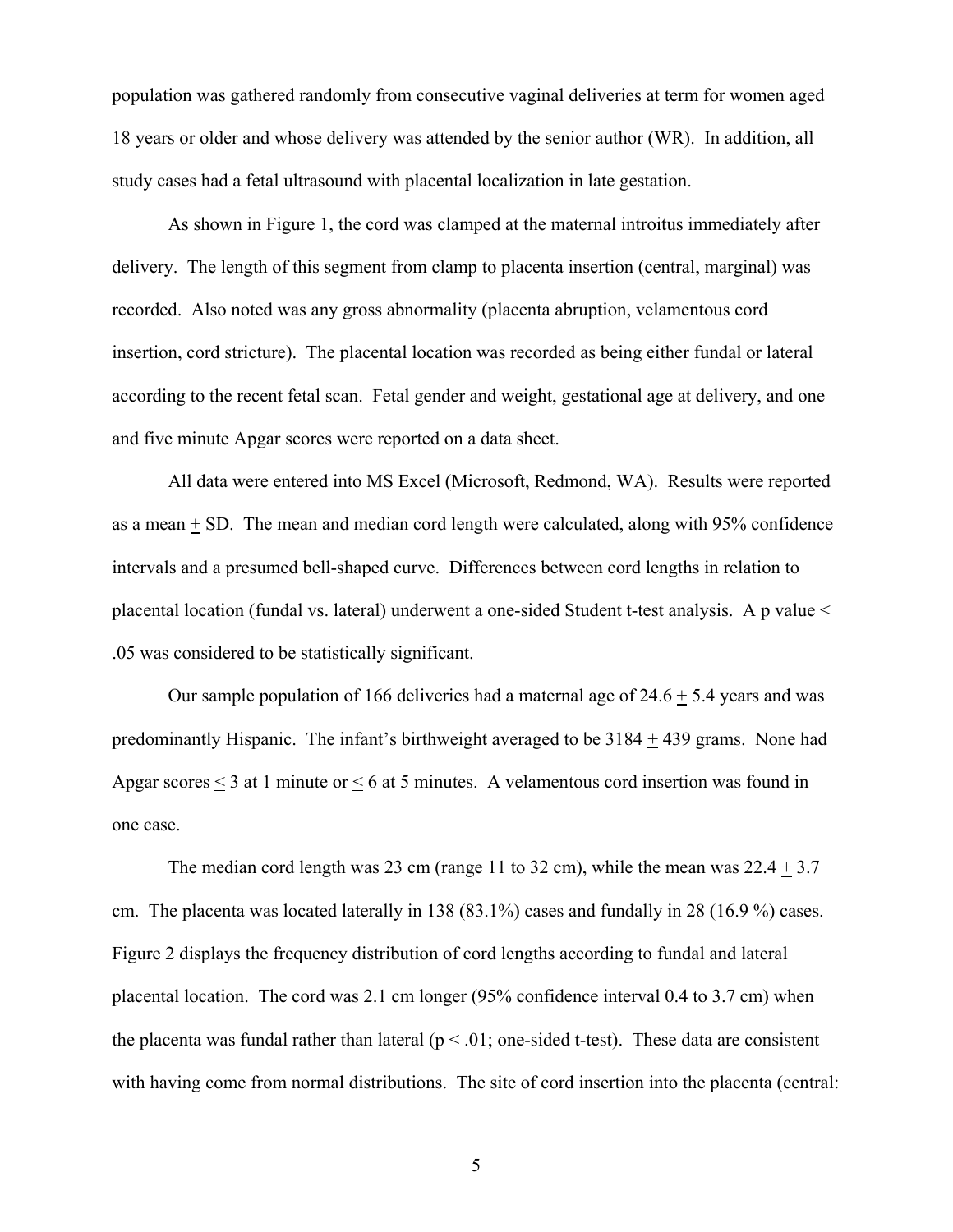population was gathered randomly from consecutive vaginal deliveries at term for women aged 18 years or older and whose delivery was attended by the senior author (WR). In addition, all study cases had a fetal ultrasound with placental localization in late gestation.

As shown in Figure 1, the cord was clamped at the maternal introitus immediately after delivery. The length of this segment from clamp to placenta insertion (central, marginal) was recorded. Also noted was any gross abnormality (placenta abruption, velamentous cord insertion, cord stricture). The placental location was recorded as being either fundal or lateral according to the recent fetal scan. Fetal gender and weight, gestational age at delivery, and one and five minute Apgar scores were reported on a data sheet.

All data were entered into MS Excel (Microsoft, Redmond, WA). Results were reported as a mean $\pm$ SD. The mean and median cord length were calculated, along with 95% confidence intervals and a presumed bell-shaped curve. Differences between cord lengths in relation to placental location (fundal vs. lateral) underwent a one-sided Student t-test analysis. A p value $< .05$ was considered to be statistically significant.

Our sample population of 166 deliveries had a maternal age of $24.6 \pm 5.4$ years and was predominantly Hispanic. The infant's birthweight averaged to be $3184 \pm 439$ grams. None had Apgar scores $\leq 3$ at 1 minute or $\leq 6$ at 5 minutes. A velamentous cord insertion was found in one case.

The median cord length was 23 cm (range 11 to 32 cm), while the mean was $22.4 \pm 3.7$ cm. The placenta was located laterally in 138 (83.1%) cases and fundally in 28 (16.9 %) cases. Figure 2 displays the frequency distribution of cord lengths according to fundal and lateral placental location. The cord was 2.1 cm longer (95% confidence interval 0.4 to 3.7 cm) when the placenta was fundal rather than lateral ($p < .01$; one-sided t-test). These data are consistent with having come from normal distributions. The site of cord insertion into the placenta (central: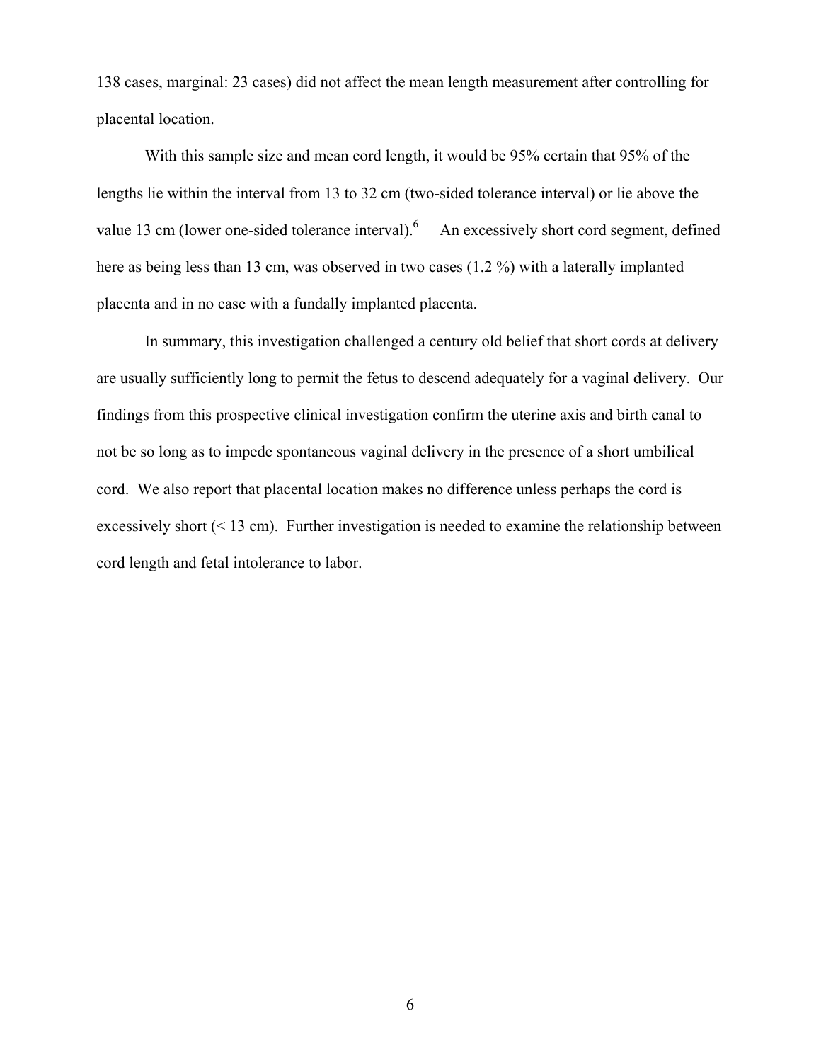138 cases, marginal: 23 cases) did not affect the mean length measurement after controlling for placental location.

With this sample size and mean cord length, it would be 95% certain that 95% of the lengths lie within the interval from 13 to 32 cm (two-sided tolerance interval) or lie above the value 13 cm (lower one-sided tolerance interval).[6] An excessively short cord segment, defined here as being less than 13 cm, was observed in two cases (1.2 %) with a laterally implanted placenta and in no case with a fundally implanted placenta.

In summary, this investigation challenged a century old belief that short cords at delivery are usually sufficiently long to permit the fetus to descend adequately for a vaginal delivery. Our findings from this prospective clinical investigation confirm the uterine axis and birth canal to not be so long as to impede spontaneous vaginal delivery in the presence of a short umbilical cord. We also report that placental location makes no difference unless perhaps the cord is excessively short (< 13 cm). Further investigation is needed to examine the relationship between cord length and fetal intolerance to labor.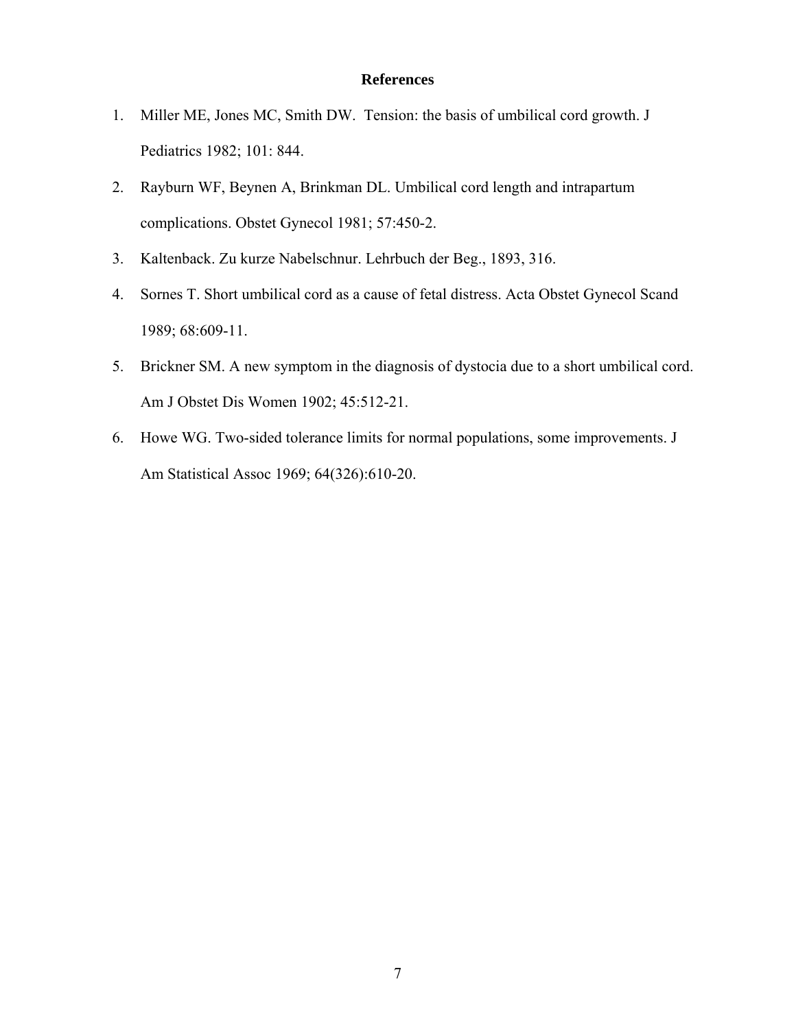## References

1. Miller ME, Jones MC, Smith DW. Tension: the basis of umbilical cord growth. J Pediatrics 1982; 101: 844.
2. Rayburn WF, Beynen A, Brinkman DL. Umbilical cord length and intrapartum complications. Obstet Gynecol 1981; 57:450-2.
3. Kaltenback. Zu kurze Nabelschnur. Lehrbuch der Beg., 1893, 316.
4. Sornes T. Short umbilical cord as a cause of fetal distress. Acta Obstet Gynecol Scand 1989; 68:609-11.
5. Brickner SM. A new symptom in the diagnosis of dystocia due to a short umbilical cord. Am J Obstet Dis Women 1902; 45:512-21.
6. Howe WG. Two-sided tolerance limits for normal populations, some improvements. J Am Statistical Assoc 1969; 64(326):610-20.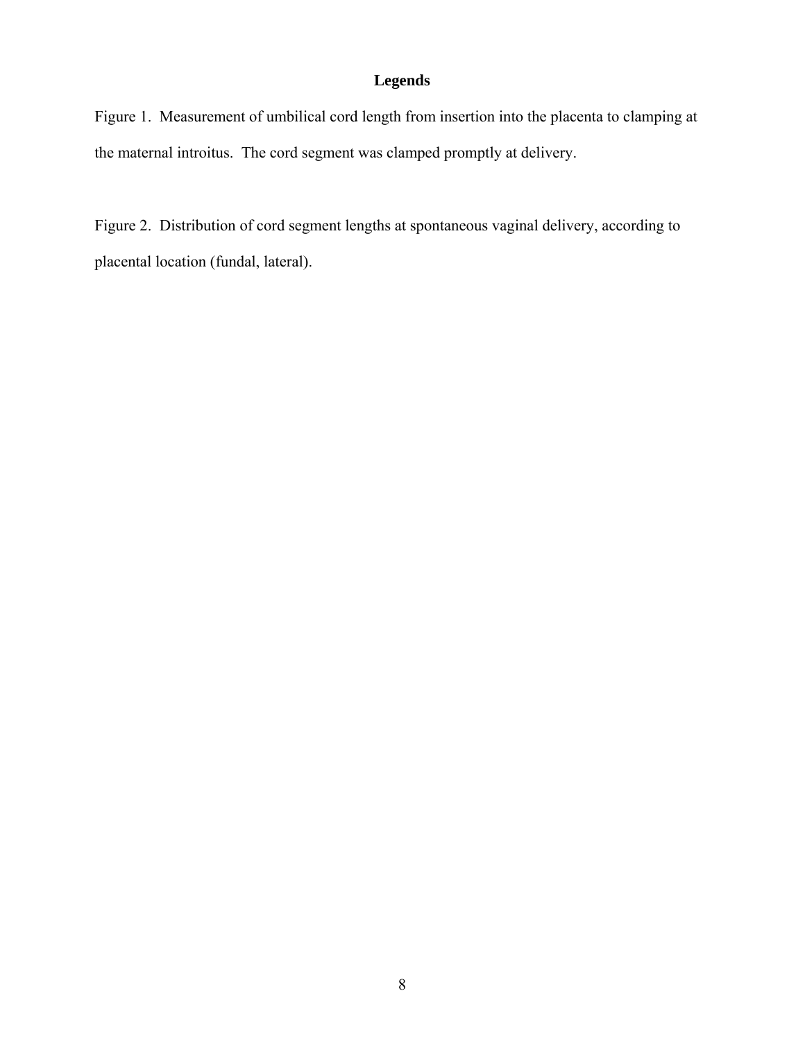## Legends

Figure 1. Measurement of umbilical cord length from insertion into the placenta to clamping at the maternal introitus. The cord segment was clamped promptly at delivery.

Figure 2. Distribution of cord segment lengths at spontaneous vaginal delivery, according to placental location (fundal, lateral).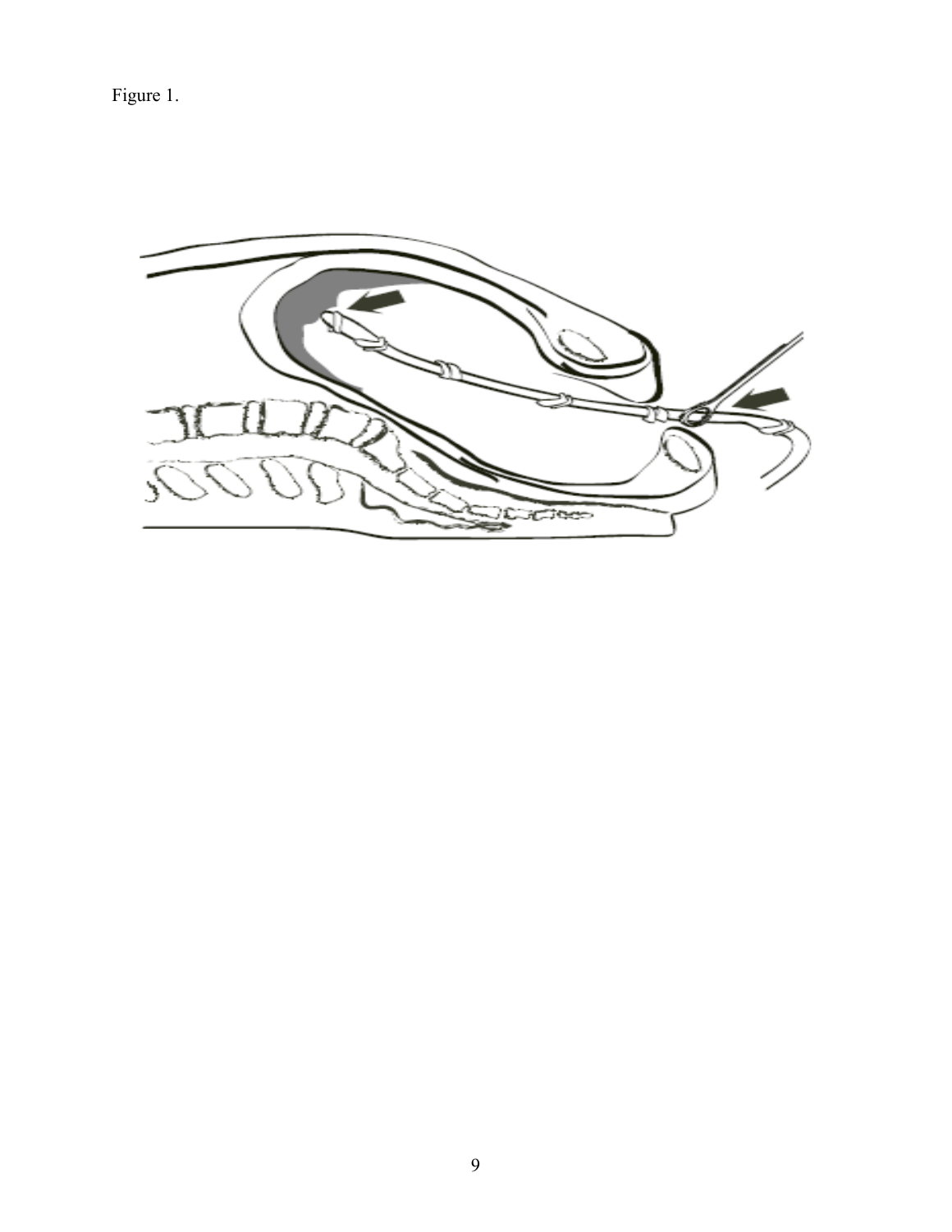Figure 1.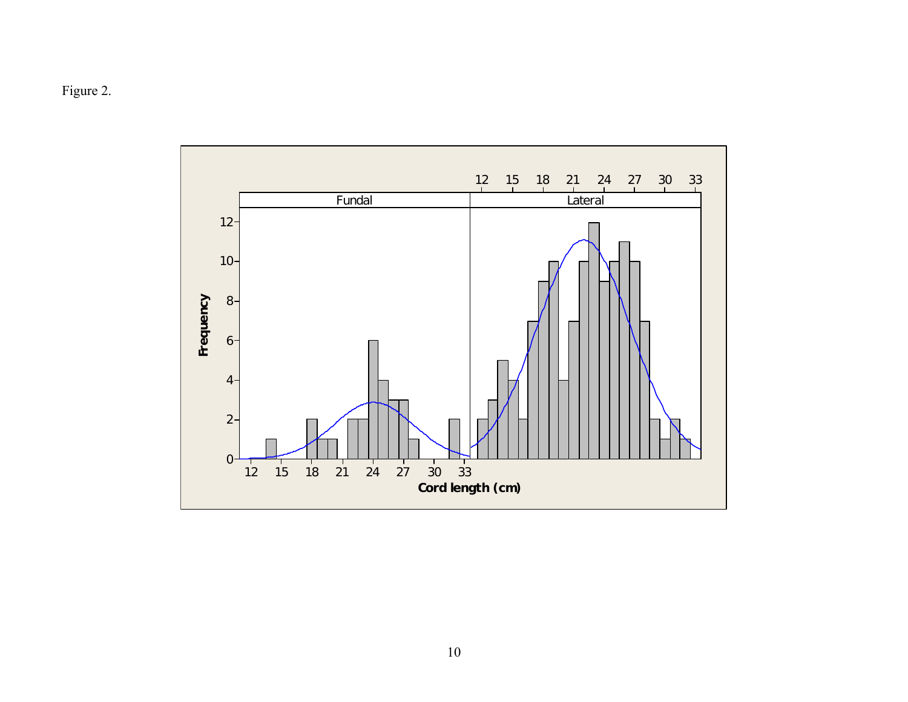Figure 2.

Fundal

Lateral

Frequency

0
2
4
6
8
10
12

12 15 18 21 24 27 30 33

12 15 18 21 24 27 30 33

Cord length (cm)